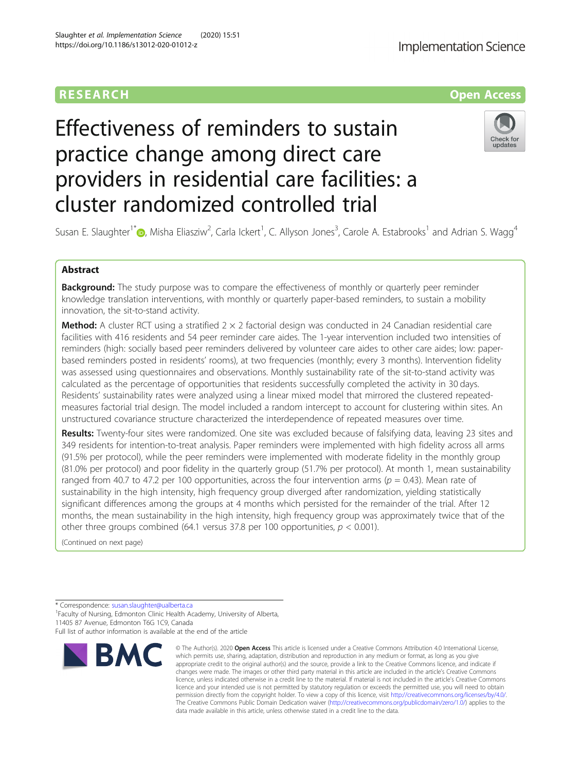# RESEARCH

**Open Access**

# Effectiveness of reminders to sustain practice change among direct care providers in residential care facilities: a cluster randomized controlled trial

Susan E. Slaughter[1*], Misha Eliasziw[2], Carla Ickert[1], C. Allyson Jones[3], Carole A. Estabrooks[1] and Adrian S. Wagg[4]

## Abstract

**Background:** The study purpose was to compare the effectiveness of monthly or quarterly peer reminder knowledge translation interventions, with monthly or quarterly paper-based reminders, to sustain a mobility innovation, the sit-to-stand activity.

**Method:** A cluster RCT using a stratified 2 × 2 factorial design was conducted in 24 Canadian residential care facilities with 416 residents and 54 peer reminder care aides. The 1-year intervention included two intensities of reminders (high: socially based peer reminders delivered by volunteer care aides to other care aides; low: paper-based reminders posted in residents' rooms), at two frequencies (monthly; every 3 months). Intervention fidelity was assessed using questionnaires and observations. Monthly sustainability rate of the sit-to-stand activity was calculated as the percentage of opportunities that residents successfully completed the activity in 30 days. Residents' sustainability rates were analyzed using a linear mixed model that mirrored the clustered repeated-measures factorial trial design. The model included a random intercept to account for clustering within sites. An unstructured covariance structure characterized the interdependence of repeated measures over time.

**Results:** Twenty-four sites were randomized. One site was excluded because of falsifying data, leaving 23 sites and 349 residents for intention-to-treat analysis. Paper reminders were implemented with high fidelity across all arms (91.5% per protocol), while the peer reminders were implemented with moderate fidelity in the monthly group (81.0% per protocol) and poor fidelity in the quarterly group (51.7% per protocol). At month 1, mean sustainability ranged from 40.7 to 47.2 per 100 opportunities, across the four intervention arms ($p = 0.43$). Mean rate of sustainability in the high intensity, high frequency group diverged after randomization, yielding statistically significant differences among the groups at 4 months which persisted for the remainder of the trial. After 12 months, the mean sustainability in the high intensity, high frequency group was approximately twice that of the other three groups combined (64.1 versus 37.8 per 100 opportunities, $p < 0.001$).

(Continued on next page)

* Correspondence: susan.slaughter@ualberta.ca

[1]Faculty of Nursing, Edmonton Clinic Health Academy, University of Alberta, 11405 87 Avenue, Edmonton T6G 1C9, Canada

Full list of author information is available at the end of the article

© The Author(s). 2020 **Open Access** This article is licensed under a Creative Commons Attribution 4.0 International License, which permits use, sharing, adaptation, distribution and reproduction in any medium or format, as long as you give appropriate credit to the original author(s) and the source, provide a link to the Creative Commons licence, and indicate if changes were made. The images or other third party material in this article are included in the article's Creative Commons licence, unless indicated otherwise in a credit line to the material. If material is not included in the article's Creative Commons licence and your intended use is not permitted by statutory regulation or exceeds the permitted use, you will need to obtain permission directly from the copyright holder. To view a copy of this licence, visit http://creativecommons.org/licenses/by/4.0/. The Creative Commons Public Domain Dedication waiver (http://creativecommons.org/publicdomain/zero/1.0/) applies to the data made available in this article, unless otherwise stated in a credit line to the data.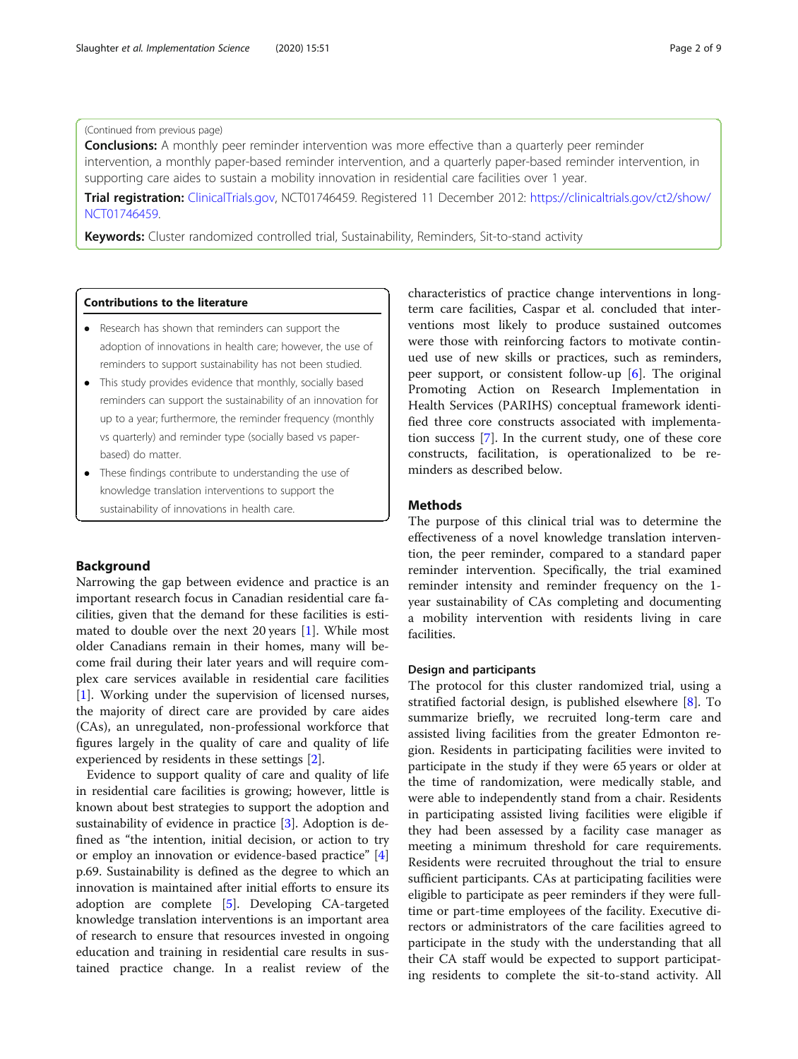(Continued from previous page)

**Conclusions:** A monthly peer reminder intervention was more effective than a quarterly peer reminder intervention, a monthly paper-based reminder intervention, and a quarterly paper-based reminder intervention, in supporting care aides to sustain a mobility innovation in residential care facilities over 1 year.

**Trial registration:** ClinicalTrials.gov, NCT01746459. Registered 11 December 2012: https://clinicaltrials.gov/ct2/show/NCT01746459.

**Keywords:** Cluster randomized controlled trial, Sustainability, Reminders, Sit-to-stand activity

**Contributions to the literature**

- Research has shown that reminders can support the adoption of innovations in health care; however, the use of reminders to support sustainability has not been studied.
- This study provides evidence that monthly, socially based reminders can support the sustainability of an innovation for up to a year; furthermore, the reminder frequency (monthly vs quarterly) and reminder type (socially based vs paper-based) do matter.
- These findings contribute to understanding the use of knowledge translation interventions to support the sustainability of innovations in health care.

## Background

Narrowing the gap between evidence and practice is an important research focus in Canadian residential care facilities, given that the demand for these facilities is estimated to double over the next 20 years [1]. While most older Canadians remain in their homes, many will become frail during their later years and will require complex care services available in residential care facilities [1]. Working under the supervision of licensed nurses, the majority of direct care are provided by care aides (CAs), an unregulated, non-professional workforce that figures largely in the quality of care and quality of life experienced by residents in these settings [2].

Evidence to support quality of care and quality of life in residential care facilities is growing; however, little is known about best strategies to support the adoption and sustainability of evidence in practice [3]. Adoption is defined as "the intention, initial decision, or action to try or employ an innovation or evidence-based practice" [4] p.69. Sustainability is defined as the degree to which an innovation is maintained after initial efforts to ensure its adoption are complete [5]. Developing CA-targeted knowledge translation interventions is an important area of research to ensure that resources invested in ongoing education and training in residential care results in sustained practice change. In a realist review of the characteristics of practice change interventions in long-term care facilities, Caspar et al. concluded that interventions most likely to produce sustained outcomes were those with reinforcing factors to motivate continued use of new skills or practices, such as reminders, peer support, or consistent follow-up [6]. The original Promoting Action on Research Implementation in Health Services (PARIHS) conceptual framework identified three core constructs associated with implementation success [7]. In the current study, one of these core constructs, facilitation, is operationalized to be reminders as described below.

## Methods

The purpose of this clinical trial was to determine the effectiveness of a novel knowledge translation intervention, the peer reminder, compared to a standard paper reminder intervention. Specifically, the trial examined reminder intensity and reminder frequency on the 1-year sustainability of CAs completing and documenting a mobility intervention with residents living in care facilities.

### Design and participants

The protocol for this cluster randomized trial, using a stratified factorial design, is published elsewhere [8]. To summarize briefly, we recruited long-term care and assisted living facilities from the greater Edmonton region. Residents in participating facilities were invited to participate in the study if they were 65 years or older at the time of randomization, were medically stable, and were able to independently stand from a chair. Residents in participating assisted living facilities were eligible if they had been assessed by a facility case manager as meeting a minimum threshold for care requirements. Residents were recruited throughout the trial to ensure sufficient participants. CAs at participating facilities were eligible to participate as peer reminders if they were full-time or part-time employees of the facility. Executive directors or administrators of the care facilities agreed to participate in the study with the understanding that all their CA staff would be expected to support participating residents to complete the sit-to-stand activity. All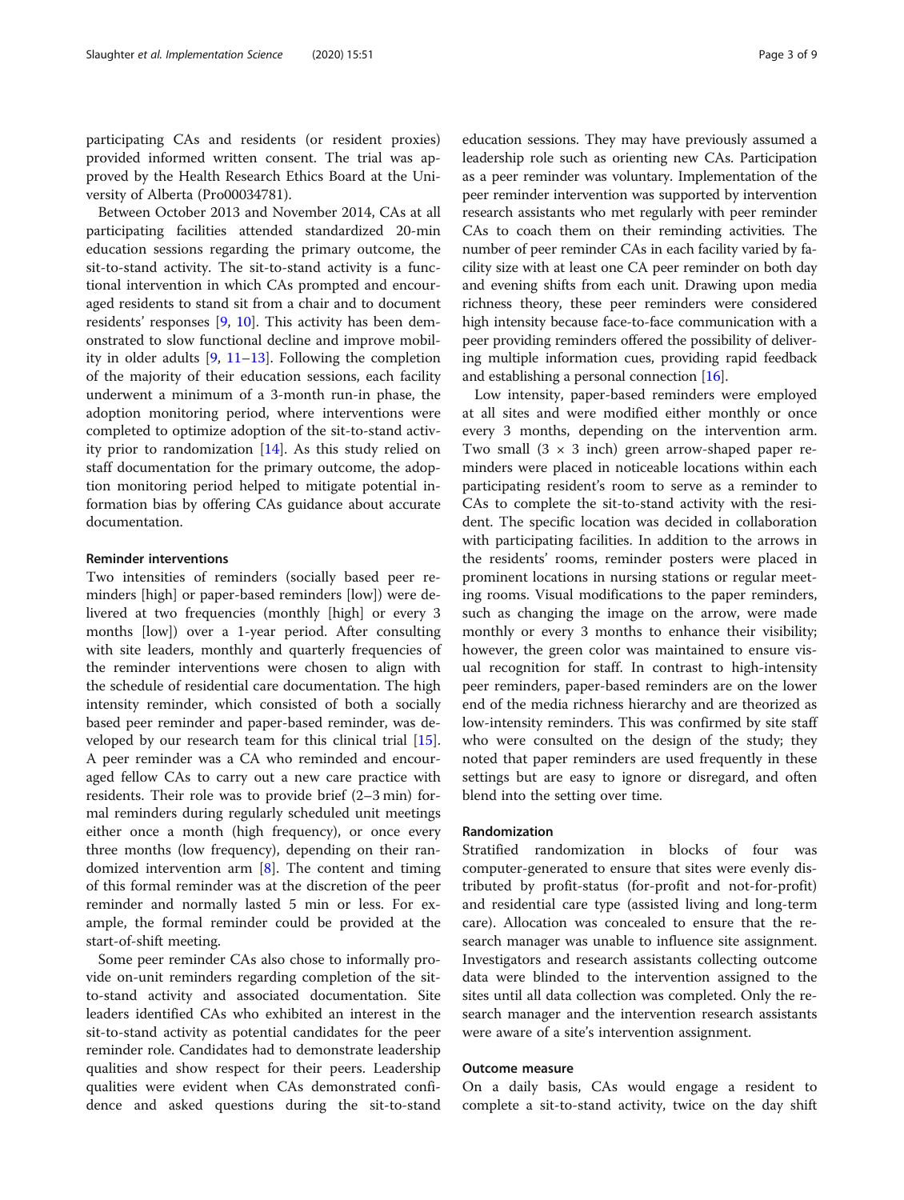participating CAs and residents (or resident proxies) provided informed written consent. The trial was approved by the Health Research Ethics Board at the University of Alberta (Pro00034781).

Between October 2013 and November 2014, CAs at all participating facilities attended standardized 20-min education sessions regarding the primary outcome, the sit-to-stand activity. The sit-to-stand activity is a functional intervention in which CAs prompted and encouraged residents to stand sit from a chair and to document residents' responses [9, 10]. This activity has been demonstrated to slow functional decline and improve mobility in older adults [9, 11–13]. Following the completion of the majority of their education sessions, each facility underwent a minimum of a 3-month run-in phase, the adoption monitoring period, where interventions were completed to optimize adoption of the sit-to-stand activity prior to randomization [14]. As this study relied on staff documentation for the primary outcome, the adoption monitoring period helped to mitigate potential information bias by offering CAs guidance about accurate documentation.

### Reminder interventions

Two intensities of reminders (socially based peer reminders [high] or paper-based reminders [low]) were delivered at two frequencies (monthly [high] or every 3 months [low]) over a 1-year period. After consulting with site leaders, monthly and quarterly frequencies of the reminder interventions were chosen to align with the schedule of residential care documentation. The high intensity reminder, which consisted of both a socially based peer reminder and paper-based reminder, was developed by our research team for this clinical trial [15]. A peer reminder was a CA who reminded and encouraged fellow CAs to carry out a new care practice with residents. Their role was to provide brief (2–3 min) formal reminders during regularly scheduled unit meetings either once a month (high frequency), or once every three months (low frequency), depending on their randomized intervention arm [8]. The content and timing of this formal reminder was at the discretion of the peer reminder and normally lasted 5 min or less. For example, the formal reminder could be provided at the start-of-shift meeting.

Some peer reminder CAs also chose to informally provide on-unit reminders regarding completion of the sit-to-stand activity and associated documentation. Site leaders identified CAs who exhibited an interest in the sit-to-stand activity as potential candidates for the peer reminder role. Candidates had to demonstrate leadership qualities and show respect for their peers. Leadership qualities were evident when CAs demonstrated confidence and asked questions during the sit-to-stand education sessions. They may have previously assumed a leadership role such as orienting new CAs. Participation as a peer reminder was voluntary. Implementation of the peer reminder intervention was supported by intervention research assistants who met regularly with peer reminder CAs to coach them on their reminding activities. The number of peer reminder CAs in each facility varied by facility size with at least one CA peer reminder on both day and evening shifts from each unit. Drawing upon media richness theory, these peer reminders were considered high intensity because face-to-face communication with a peer providing reminders offered the possibility of delivering multiple information cues, providing rapid feedback and establishing a personal connection [16].

Low intensity, paper-based reminders were employed at all sites and were modified either monthly or once every 3 months, depending on the intervention arm. Two small (3 × 3 inch) green arrow-shaped paper reminders were placed in noticeable locations within each participating resident's room to serve as a reminder to CAs to complete the sit-to-stand activity with the resident. The specific location was decided in collaboration with participating facilities. In addition to the arrows in the residents' rooms, reminder posters were placed in prominent locations in nursing stations or regular meeting rooms. Visual modifications to the paper reminders, such as changing the image on the arrow, were made monthly or every 3 months to enhance their visibility; however, the green color was maintained to ensure visual recognition for staff. In contrast to high-intensity peer reminders, paper-based reminders are on the lower end of the media richness hierarchy and are theorized as low-intensity reminders. This was confirmed by site staff who were consulted on the design of the study; they noted that paper reminders are used frequently in these settings but are easy to ignore or disregard, and often blend into the setting over time.

### Randomization

Stratified randomization in blocks of four was computer-generated to ensure that sites were evenly distributed by profit-status (for-profit and not-for-profit) and residential care type (assisted living and long-term care). Allocation was concealed to ensure that the research manager was unable to influence site assignment. Investigators and research assistants collecting outcome data were blinded to the intervention assigned to the sites until all data collection was completed. Only the research manager and the intervention research assistants were aware of a site's intervention assignment.

### Outcome measure

On a daily basis, CAs would engage a resident to complete a sit-to-stand activity, twice on the day shift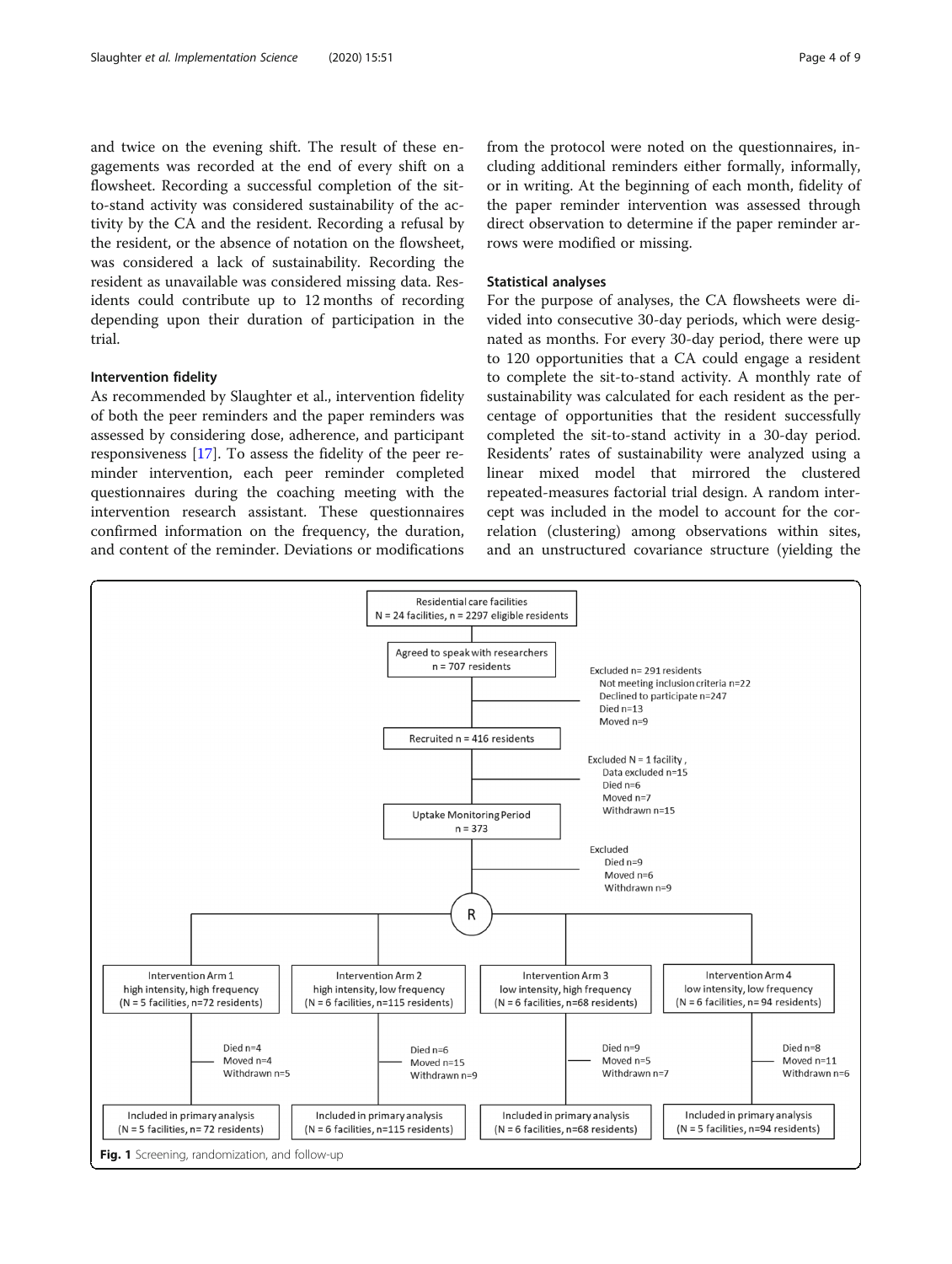and twice on the evening shift. The result of these engagements was recorded at the end of every shift on a flowsheet. Recording a successful completion of the sit-to-stand activity was considered sustainability of the activity by the CA and the resident. Recording a refusal by the resident, or the absence of notation on the flowsheet, was considered a lack of sustainability. Recording the resident as unavailable was considered missing data. Residents could contribute up to 12 months of recording depending upon their duration of participation in the trial.

### Intervention fidelity

As recommended by Slaughter et al., intervention fidelity of both the peer reminders and the paper reminders was assessed by considering dose, adherence, and participant responsiveness [17]. To assess the fidelity of the peer reminder intervention, each peer reminder completed questionnaires during the coaching meeting with the intervention research assistant. These questionnaires confirmed information on the frequency, the duration, and content of the reminder. Deviations or modifications from the protocol were noted on the questionnaires, including additional reminders either formally, informally, or in writing. At the beginning of each month, fidelity of the paper reminder intervention was assessed through direct observation to determine if the paper reminder arrows were modified or missing.

### Statistical analyses

For the purpose of analyses, the CA flowsheets were divided into consecutive 30-day periods, which were designated as months. For every 30-day period, there were up to 120 opportunities that a CA could engage a resident to complete the sit-to-stand activity. A monthly rate of sustainability was calculated for each resident as the percentage of opportunities that the resident successfully completed the sit-to-stand activity in a 30-day period. Residents' rates of sustainability were analyzed using a linear mixed model that mirrored the clustered repeated-measures factorial trial design. A random intercept was included in the model to account for the correlation (clustering) among observations within sites, and an unstructured covariance structure (yielding the

Residential care facilities
N = 24 facilities, n = 2297 eligible residents

Agreed to speak with researchers
n = 707 residents

Excluded n= 291 residents
Not meeting inclusion criteria n=22
Declined to participate n=247
Died n=13
Moved n=9

Recruited n = 416 residents

Excluded N = 1 facility,
Data excluded n=15
Died n=6
Moved n=7
Withdrawn n=15

Uptake Monitoring Period
n = 373

Excluded
Died n=9
Moved n=6
Withdrawn n=9

R

| Intervention Arm 1 high intensity, high frequency (N = 5 facilities, n=72 residents) | Intervention Arm 2 high intensity, low frequency (N = 6 facilities, n=115 residents) | Intervention Arm 3 low intensity, high frequency (N = 6 facilities, n=68 residents) | Intervention Arm 4 low intensity, low frequency (N = 6 facilities, n= 94 residents) |
|---|---|---|---|
| Died n=4 Moved n=4 Withdrawn n=5 | Died n=6 Moved n=15 Withdrawn n=9 | Died n=9 Moved n=5 Withdrawn n=7 | Died n=8 Moved n=11 Withdrawn n=6 |
| Included in primary analysis (N = 5 facilities, n= 72 residents) | Included in primary analysis (N = 6 facilities, n=115 residents) | Included in primary analysis (N = 6 facilities, n=68 residents) | Included in primary analysis (N = 5 facilities, n=94 residents) |

**Fig. 1** Screening, randomization, and follow-up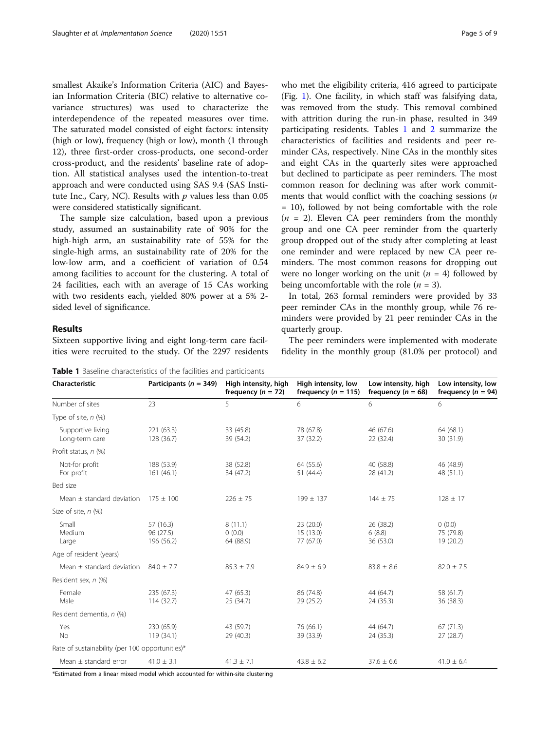smallest Akaike's Information Criteria (AIC) and Bayesian Information Criteria (BIC) relative to alternative covariance structures) was used to characterize the interdependence of the repeated measures over time. The saturated model consisted of eight factors: intensity (high or low), frequency (high or low), month (1 through 12), three first-order cross-products, one second-order cross-product, and the residents' baseline rate of adoption. All statistical analyses used the intention-to-treat approach and were conducted using SAS 9.4 (SAS Institute Inc., Cary, NC). Results with $p$ values less than 0.05 were considered statistically significant.

The sample size calculation, based upon a previous study, assumed an sustainability rate of 90% for the high-high arm, an sustainability rate of 55% for the single-high arms, an sustainability rate of 20% for the low-low arm, and a coefficient of variation of 0.54 among facilities to account for the clustering. A total of 24 facilities, each with an average of 15 CAs working with two residents each, yielded 80% power at a 5% 2-sided level of significance.

## Results

Sixteen supportive living and eight long-term care facilities were recruited to the study. Of the 2297 residents who met the eligibility criteria, 416 agreed to participate (Fig. 1). One facility, in which staff was falsifying data, was removed from the study. This removal combined with attrition during the run-in phase, resulted in 349 participating residents. Tables 1 and 2 summarize the characteristics of facilities and residents and peer reminder CAs, respectively. Nine CAs in the monthly sites and eight CAs in the quarterly sites were approached but declined to participate as peer reminders. The most common reason for declining was after work commitments that would conflict with the coaching sessions ($n$ = 10), followed by not being comfortable with the role ($n$ = 2). Eleven CA peer reminders from the monthly group and one CA peer reminder from the quarterly group dropped out of the study after completing at least one reminder and were replaced by new CA peer reminders. The most common reasons for dropping out were no longer working on the unit ($n$ = 4) followed by being uncomfortable with the role ($n$ = 3).

In total, 263 formal reminders were provided by 33 peer reminder CAs in the monthly group, while 76 reminders were provided by 21 peer reminder CAs in the quarterly group.

The peer reminders were implemented with moderate fidelity in the monthly group (81.0% per protocol) and

**Table 1** Baseline characteristics of the facilities and participants

| Characteristic | Participants ($n$ = 349) | High intensity, high frequency ($n$ = 72) | High intensity, low frequency ($n$ = 115) | Low intensity, high frequency ($n$ = 68) | Low intensity, low frequency ($n$ = 94) |
|---|---|---|---|---|---|
| Number of sites | 23 | 5 | 6 | 6 | 6 |
| Type of site, $n$ (%) | | | | | |
| Supportive living | 221 (63.3) | 33 (45.8) | 78 (67.8) | 46 (67.6) | 64 (68.1) |
| Long-term care | 128 (36.7) | 39 (54.2) | 37 (32.2) | 22 (32.4) | 30 (31.9) |
| Profit status, $n$ (%) | | | | | |
| Not-for profit | 188 (53.9) | 38 (52.8) | 64 (55.6) | 40 (58.8) | 46 (48.9) |
| For profit | 161 (46.1) | 34 (47.2) | 51 (44.4) | 28 (41.2) | 48 (51.1) |
| Bed size | | | | | |
| Mean ± standard deviation | 175 ± 100 | 226 ± 75 | 199 ± 137 | 144 ± 75 | 128 ± 17 |
| Size of site, $n$ (%) | | | | | |
| Small | 57 (16.3) | 8 (11.1) | 23 (20.0) | 26 (38.2) | 0 (0.0) |
| Medium | 96 (27.5) | 0 (0.0) | 15 (13.0) | 6 (8.8) | 75 (79.8) |
| Large | 196 (56.2) | 64 (88.9) | 77 (67.0) | 36 (53.0) | 19 (20.2) |
| Age of resident (years) | | | | | |
| Mean ± standard deviation | 84.0 ± 7.7 | 85.3 ± 7.9 | 84.9 ± 6.9 | 83.8 ± 8.6 | 82.0 ± 7.5 |
| Resident sex, $n$ (%) | | | | | |
| Female | 235 (67.3) | 47 (65.3) | 86 (74.8) | 44 (64.7) | 58 (61.7) |
| Male | 114 (32.7) | 25 (34.7) | 29 (25.2) | 24 (35.3) | 36 (38.3) |
| Resident dementia, $n$ (%) | | | | | |
| Yes | 230 (65.9) | 43 (59.7) | 76 (66.1) | 44 (64.7) | 67 (71.3) |
| No | 119 (34.1) | 29 (40.3) | 39 (33.9) | 24 (35.3) | 27 (28.7) |
| Rate of sustainability (per 100 opportunities)* | | | | | |
| Mean ± standard error | 41.0 ± 3.1 | 41.3 ± 7.1 | 43.8 ± 6.2 | 37.6 ± 6.6 | 41.0 ± 6.4 |

*Estimated from a linear mixed model which accounted for within-site clustering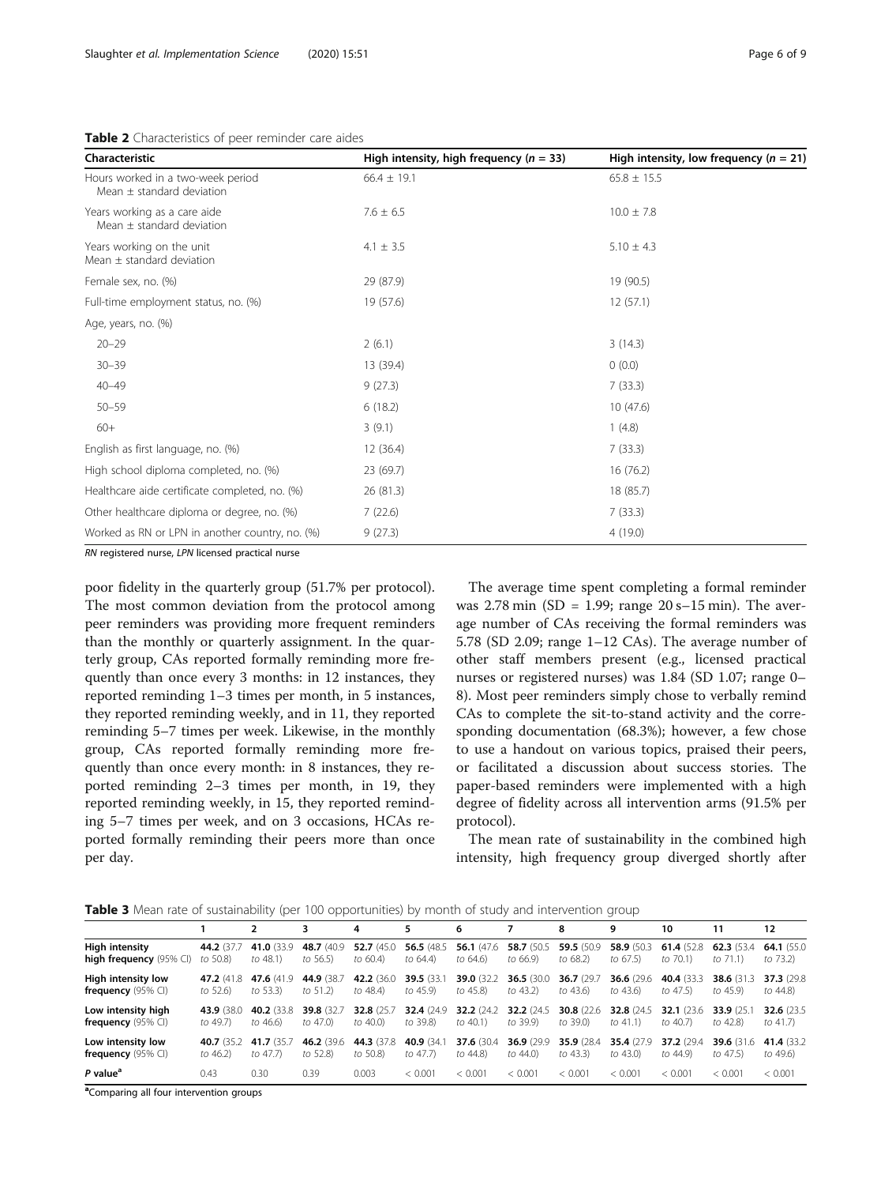**Table 2** Characteristics of peer reminder care aides

| Characteristic | High intensity, high frequency (*n* = 33) | High intensity, low frequency (*n* = 21) |
|---|---|---|
| Hours worked in a two-week period<br>Mean ± standard deviation | 66.4 ± 19.1 | 65.8 ± 15.5 |
| Years working as a care aide<br>Mean ± standard deviation | 7.6 ± 6.5 | 10.0 ± 7.8 |
| Years working on the unit<br>Mean ± standard deviation | 4.1 ± 3.5 | 5.10 ± 4.3 |
| Female sex, no. (%) | 29 (87.9) | 19 (90.5) |
| Full-time employment status, no. (%) | 19 (57.6) | 12 (57.1) |
| Age, years, no. (%) | | |
| 20–29 | 2 (6.1) | 3 (14.3) |
| 30–39 | 13 (39.4) | 0 (0.0) |
| 40–49 | 9 (27.3) | 7 (33.3) |
| 50–59 | 6 (18.2) | 10 (47.6) |
| 60+ | 3 (9.1) | 1 (4.8) |
| English as first language, no. (%) | 12 (36.4) | 7 (33.3) |
| High school diploma completed, no. (%) | 23 (69.7) | 16 (76.2) |
| Healthcare aide certificate completed, no. (%) | 26 (81.3) | 18 (85.7) |
| Other healthcare diploma or degree, no. (%) | 7 (22.6) | 7 (33.3) |
| Worked as RN or LPN in another country, no. (%) | 9 (27.3) | 4 (19.0) |

*RN* registered nurse, *LPN* licensed practical nurse

poor fidelity in the quarterly group (51.7% per protocol). The most common deviation from the protocol among peer reminders was providing more frequent reminders than the monthly or quarterly assignment. In the quarterly group, CAs reported formally reminding more frequently than once every 3 months: in 12 instances, they reported reminding 1–3 times per month, in 5 instances, they reported reminding weekly, and in 11, they reported reminding 5–7 times per week. Likewise, in the monthly group, CAs reported formally reminding more frequently than once every month: in 8 instances, they reported reminding 2–3 times per month, in 19, they reported reminding weekly, in 15, they reported reminding 5–7 times per week, and on 3 occasions, HCAs reported formally reminding their peers more than once per day.

The average time spent completing a formal reminder was 2.78 min (SD = 1.99; range 20 s–15 min). The average number of CAs receiving the formal reminders was 5.78 (SD 2.09; range 1–12 CAs). The average number of other staff members present (e.g., licensed practical nurses or registered nurses) was 1.84 (SD 1.07; range 0–8). Most peer reminders simply chose to verbally remind CAs to complete the sit-to-stand activity and the corresponding documentation (68.3%); however, a few chose to use a handout on various topics, praised their peers, or facilitated a discussion about success stories. The paper-based reminders were implemented with a high degree of fidelity across all intervention arms (91.5% per protocol).

The mean rate of sustainability in the combined high intensity, high frequency group diverged shortly after

**Table 3** Mean rate of sustainability (per 100 opportunities) by month of study and intervention group

| | 1 | 2 | 3 | 4 | 5 | 6 | 7 | 8 | 9 | 10 | 11 | 12 |
|---|---|---|---|---|---|---|---|---|---|---|---|---|
| **High intensity high frequency** (95% CI) | **44.2** (37.7 to 50.8) | **41.0** (33.9 to 48.1) | **48.7** (40.9 to 56.5) | **52.7** (45.0 to 60.4) | **56.5** (48.5 to 64.4) | **56.1** (47.6 to 64.6) | **58.7** (50.5 to 66.9) | **59.5** (50.9 to 68.2) | **58.9** (50.3 to 67.5) | **61.4** (52.8 to 70.1) | **62.3** (53.4 to 71.1) | **64.1** (55.0 to 73.2) |
| **High intensity low frequency** (95% CI) | **47.2** (41.8 to 52.6) | **47.6** (41.9 to 53.3) | **44.9** (38.7 to 51.2) | **42.2** (36.0 to 48.4) | **39.5** (33.1 to 45.9) | **39.0** (32.2 to 45.8) | **36.5** (30.0 to 43.2) | **36.7** (29.7 to 43.6) | **36.6** (29.6 to 43.6) | **40.4** (33.3 to 47.5) | **38.6** (31.3 to 45.9) | **37.3** (29.8 to 44.8) |
| **Low intensity high frequency** (95% CI) | **43.9** (38.0 to 49.7) | **40.2** (33.8 to 46.6) | **39.8** (32.7 to 47.0) | **32.8** (25.7 to 40.0) | **32.4** (24.9 to 39.8) | **32.2** (24.2 to 40.1) | **32.2** (24.5 to 39.9) | **30.8** (22.6 to 39.0) | **32.8** (24.5 to 41.1) | **32.1** (23.6 to 40.7) | **33.9** (25.1 to 42.8) | **32.6** (23.5 to 41.7) |
| **Low intensity low frequency** (95% CI) | **40.7** (35.2 to 46.2) | **41.7** (35.7 to 47.7) | **46.2** (39.6 to 52.8) | **44.3** (37.8 to 50.8) | **40.9** (34.1 to 47.7) | **37.6** (30.4 to 44.8) | **36.9** (29.9 to 44.0) | **35.9** (28.4 to 43.3) | **35.4** (27.9 to 43.0) | **37.2** (29.4 to 44.9) | **39.6** (31.6 to 47.5) | **41.4** (33.2 to 49.6) |
| ***P* value**[a] | 0.43 | 0.30 | 0.39 | 0.003 | < 0.001 | < 0.001 | < 0.001 | < 0.001 | < 0.001 | < 0.001 | < 0.001 | < 0.001 |

[a]Comparing all four intervention groups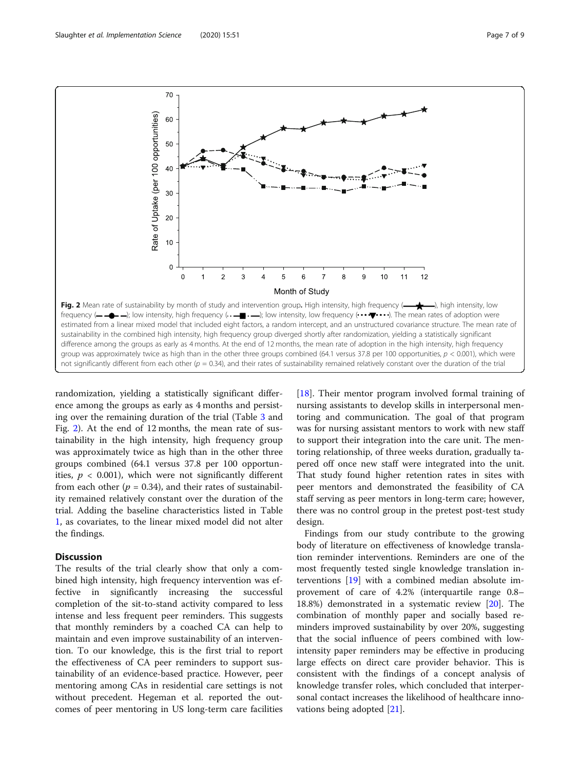**Fig. 2** Mean rate of sustainability by month of study and intervention group. High intensity, high frequency (—★—), high intensity, low frequency (— ● —); low intensity, high frequency (·· ■ · —); low intensity, low frequency (···▼···). The mean rates of adoption were estimated from a linear mixed model that included eight factors, a random intercept, and an unstructured covariance structure. The mean rate of sustainability in the combined high intensity, high frequency group diverged shortly after randomization, yielding a statistically significant difference among the groups as early as 4 months. At the end of 12 months, the mean rate of adoption in the high intensity, high frequency group was approximately twice as high than in the other three groups combined (64.1 versus 37.8 per 100 opportunities, $p < 0.001$), which were not significantly different from each other ($p = 0.34$), and their rates of sustainability remained relatively constant over the duration of the trial

randomization, yielding a statistically significant difference among the groups as early as 4 months and persisting over the remaining duration of the trial (Table 3 and Fig. 2). At the end of 12 months, the mean rate of sustainability in the high intensity, high frequency group was approximately twice as high than in the other three groups combined (64.1 versus 37.8 per 100 opportunities, $p < 0.001$), which were not significantly different from each other ($p = 0.34$), and their rates of sustainability remained relatively constant over the duration of the trial. Adding the baseline characteristics listed in Table 1, as covariates, to the linear mixed model did not alter the findings.

## Discussion

The results of the trial clearly show that only a combined high intensity, high frequency intervention was effective in significantly increasing the successful completion of the sit-to-stand activity compared to less intense and less frequent peer reminders. This suggests that monthly reminders by a coached CA can help to maintain and even improve sustainability of an intervention. To our knowledge, this is the first trial to report the effectiveness of CA peer reminders to support sustainability of an evidence-based practice. However, peer mentoring among CAs in residential care settings is not without precedent. Hegeman et al. reported the outcomes of peer mentoring in US long-term care facilities [18]. Their mentor program involved formal training of nursing assistants to develop skills in interpersonal mentoring and communication. The goal of that program was for nursing assistant mentors to work with new staff to support their integration into the care unit. The mentoring relationship, of three weeks duration, gradually tapered off once new staff were integrated into the unit. That study found higher retention rates in sites with peer mentors and demonstrated the feasibility of CA staff serving as peer mentors in long-term care; however, there was no control group in the pretest post-test study design.

Findings from our study contribute to the growing body of literature on effectiveness of knowledge translation reminder interventions. Reminders are one of the most frequently tested single knowledge translation interventions [19] with a combined median absolute improvement of care of 4.2% (interquartile range 0.8–18.8%) demonstrated in a systematic review [20]. The combination of monthly paper and socially based reminders improved sustainability by over 20%, suggesting that the social influence of peers combined with low-intensity paper reminders may be effective in producing large effects on direct care provider behavior. This is consistent with the findings of a concept analysis of knowledge transfer roles, which concluded that interpersonal contact increases the likelihood of healthcare innovations being adopted [21].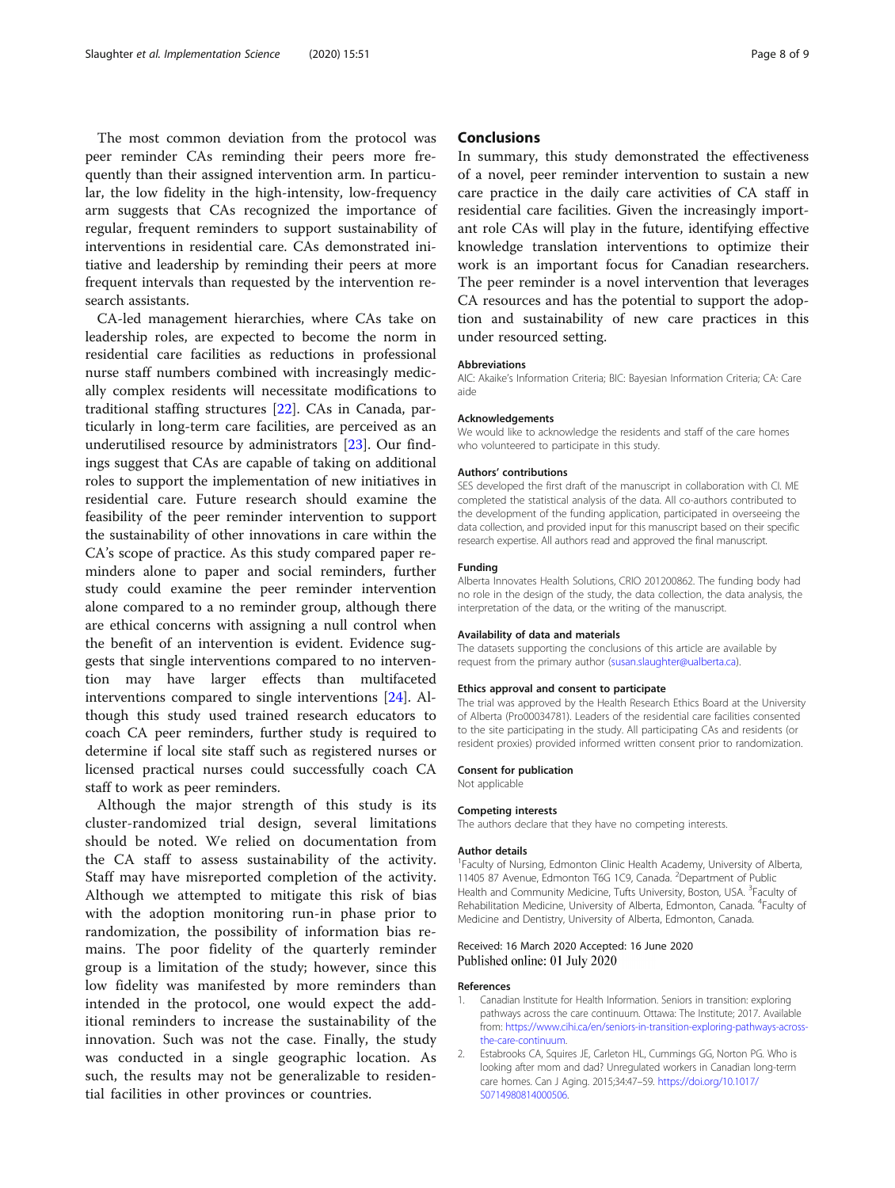The most common deviation from the protocol was peer reminder CAs reminding their peers more frequently than their assigned intervention arm. In particular, the low fidelity in the high-intensity, low-frequency arm suggests that CAs recognized the importance of regular, frequent reminders to support sustainability of interventions in residential care. CAs demonstrated initiative and leadership by reminding their peers at more frequent intervals than requested by the intervention research assistants.

CA-led management hierarchies, where CAs take on leadership roles, are expected to become the norm in residential care facilities as reductions in professional nurse staff numbers combined with increasingly medically complex residents will necessitate modifications to traditional staffing structures [22]. CAs in Canada, particularly in long-term care facilities, are perceived as an underutilised resource by administrators [23]. Our findings suggest that CAs are capable of taking on additional roles to support the implementation of new initiatives in residential care. Future research should examine the feasibility of the peer reminder intervention to support the sustainability of other innovations in care within the CA's scope of practice. As this study compared paper reminders alone to paper and social reminders, further study could examine the peer reminder intervention alone compared to a no reminder group, although there are ethical concerns with assigning a null control when the benefit of an intervention is evident. Evidence suggests that single interventions compared to no intervention may have larger effects than multifaceted interventions compared to single interventions [24]. Although this study used trained research educators to coach CA peer reminders, further study is required to determine if local site staff such as registered nurses or licensed practical nurses could successfully coach CA staff to work as peer reminders.

Although the major strength of this study is its cluster-randomized trial design, several limitations should be noted. We relied on documentation from the CA staff to assess sustainability of the activity. Staff may have misreported completion of the activity. Although we attempted to mitigate this risk of bias with the adoption monitoring run-in phase prior to randomization, the possibility of information bias remains. The poor fidelity of the quarterly reminder group is a limitation of the study; however, since this low fidelity was manifested by more reminders than intended in the protocol, one would expect the additional reminders to increase the sustainability of the innovation. Such was not the case. Finally, the study was conducted in a single geographic location. As such, the results may not be generalizable to residential facilities in other provinces or countries.

## Conclusions

In summary, this study demonstrated the effectiveness of a novel, peer reminder intervention to sustain a new care practice in the daily care activities of CA staff in residential care facilities. Given the increasingly important role CAs will play in the future, identifying effective knowledge translation interventions to optimize their work is an important focus for Canadian researchers. The peer reminder is a novel intervention that leverages CA resources and has the potential to support the adoption and sustainability of new care practices in this under resourced setting.

### Abbreviations

AIC: Akaike's Information Criteria; BIC: Bayesian Information Criteria; CA: Care aide

### Acknowledgements

We would like to acknowledge the residents and staff of the care homes who volunteered to participate in this study.

### Authors' contributions

SES developed the first draft of the manuscript in collaboration with CI. ME completed the statistical analysis of the data. All co-authors contributed to the development of the funding application, participated in overseeing the data collection, and provided input for this manuscript based on their specific research expertise. All authors read and approved the final manuscript.

### Funding

Alberta Innovates Health Solutions, CRIO 201200862. The funding body had no role in the design of the study, the data collection, the data analysis, the interpretation of the data, or the writing of the manuscript.

### Availability of data and materials

The datasets supporting the conclusions of this article are available by request from the primary author (susan.slaughter@ualberta.ca).

### Ethics approval and consent to participate

The trial was approved by the Health Research Ethics Board at the University of Alberta (Pro00034781). Leaders of the residential care facilities consented to the site participating in the study. All participating CAs and residents (or resident proxies) provided informed written consent prior to randomization.

### Consent for publication

Not applicable

### Competing interests

The authors declare that they have no competing interests.

### Author details

[1]Faculty of Nursing, Edmonton Clinic Health Academy, University of Alberta, 11405 87 Avenue, Edmonton T6G 1C9, Canada. [2]Department of Public Health and Community Medicine, Tufts University, Boston, USA. [3]Faculty of Rehabilitation Medicine, University of Alberta, Edmonton, Canada. [4]Faculty of Medicine and Dentistry, University of Alberta, Edmonton, Canada.

Received: 16 March 2020 Accepted: 16 June 2020
Published online: 01 July 2020

### References

1. Canadian Institute for Health Information. Seniors in transition: exploring pathways across the care continuum. Ottawa: The Institute; 2017. Available from: https://www.cihi.ca/en/seniors-in-transition-exploring-pathways-across-the-care-continuum.
2. Estabrooks CA, Squires JE, Carleton HL, Cummings GG, Norton PG. Who is looking after mom and dad? Unregulated workers in Canadian long-term care homes. Can J Aging. 2015;34:47–59. https://doi.org/10.1017/S0714980814000506.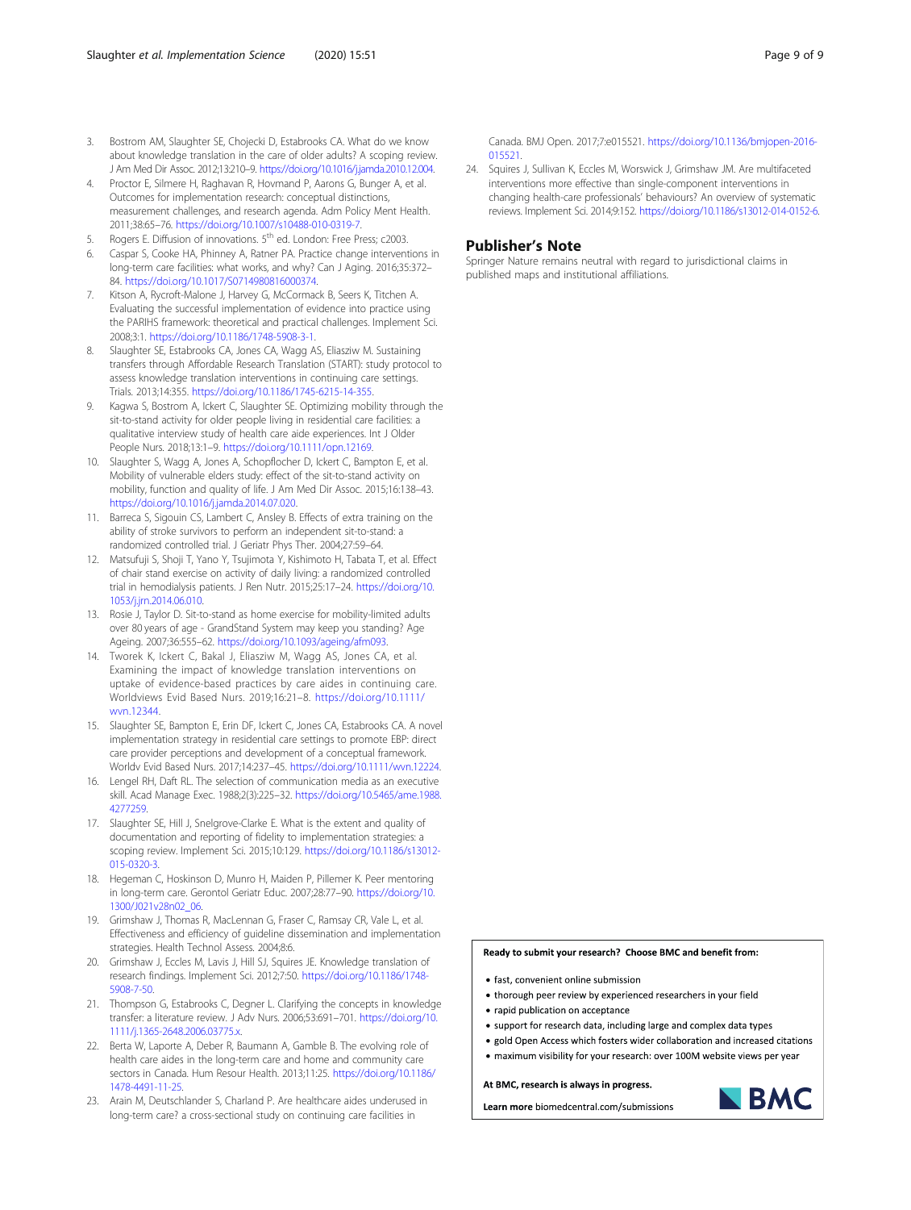3. Bostrom AM, Slaughter SE, Chojecki D, Estabrooks CA. What do we know about knowledge translation in the care of older adults? A scoping review. J Am Med Dir Assoc. 2012;13:210–9. https://doi.org/10.1016/j.jamda.2010.12.004.
4. Proctor E, Silmere H, Raghavan R, Hovmand P, Aarons G, Bunger A, et al. Outcomes for implementation research: conceptual distinctions, measurement challenges, and research agenda. Adm Policy Ment Health. 2011;38:65–76. https://doi.org/10.1007/s10488-010-0319-7.
5. Rogers E. Diffusion of innovations. 5th ed. London: Free Press; c2003.
6. Caspar S, Cooke HA, Phinney A, Ratner PA. Practice change interventions in long-term care facilities: what works, and why? Can J Aging. 2016;35:372–84. https://doi.org/10.1017/S0714980816000374.
7. Kitson A, Rycroft-Malone J, Harvey G, McCormack B, Seers K, Titchen A. Evaluating the successful implementation of evidence into practice using the PARIHS framework: theoretical and practical challenges. Implement Sci. 2008;3:1. https://doi.org/10.1186/1748-5908-3-1.
8. Slaughter SE, Estabrooks CA, Jones CA, Wagg AS, Eliasziw M. Sustaining transfers through Affordable Research Translation (START): study protocol to assess knowledge translation interventions in continuing care settings. Trials. 2013;14:355. https://doi.org/10.1186/1745-6215-14-355.
9. Kagwa S, Bostrom A, Ickert C, Slaughter SE. Optimizing mobility through the sit-to-stand activity for older people living in residential care facilities: a qualitative interview study of health care aide experiences. Int J Older People Nurs. 2018;13:1–9. https://doi.org/10.1111/opn.12169.
10. Slaughter S, Wagg A, Jones A, Schopflocher D, Ickert C, Bampton E, et al. Mobility of vulnerable elders study: effect of the sit-to-stand activity on mobility, function and quality of life. J Am Med Dir Assoc. 2015;16:138–43. https://doi.org/10.1016/j.jamda.2014.07.020.
11. Barreca S, Sigouin CS, Lambert C, Ansley B. Effects of extra training on the ability of stroke survivors to perform an independent sit-to-stand: a randomized controlled trial. J Geriatr Phys Ther. 2004;27:59–64.
12. Matsufuji S, Shoji T, Yano Y, Tsujimota Y, Kishimoto H, Tabata T, et al. Effect of chair stand exercise on activity of daily living: a randomized controlled trial in hemodialysis patients. J Ren Nutr. 2015;25:17–24. https://doi.org/10.1053/j.jrn.2014.06.010.
13. Rosie J, Taylor D. Sit-to-stand as home exercise for mobility-limited adults over 80 years of age - GrandStand System may keep you standing? Age Ageing. 2007;36:555–62. https://doi.org/10.1093/ageing/afm093.
14. Tworek K, Ickert C, Bakal J, Eliasziw M, Wagg AS, Jones CA, et al. Examining the impact of knowledge translation interventions on uptake of evidence-based practices by care aides in continuing care. Worldviews Evid Based Nurs. 2019;16:21–8. https://doi.org/10.1111/wvn.12344.
15. Slaughter SE, Bampton E, Erin DF, Ickert C, Jones CA, Estabrooks CA. A novel implementation strategy in residential care settings to promote EBP: direct care provider perceptions and development of a conceptual framework. Worldv Evid Based Nurs. 2017;14:237–45. https://doi.org/10.1111/wvn.12224.
16. Lengel RH, Daft RL. The selection of communication media as an executive skill. Acad Manage Exec. 1988;2(3):225–32. https://doi.org/10.5465/ame.1988.4277259.
17. Slaughter SE, Hill J, Snelgrove-Clarke E. What is the extent and quality of documentation and reporting of fidelity to implementation strategies: a scoping review. Implement Sci. 2015;10:129. https://doi.org/10.1186/s13012-015-0320-3.
18. Hegeman C, Hoskinson D, Munro H, Maiden P, Pillemer K. Peer mentoring in long-term care. Gerontol Geriatr Educ. 2007;28:77–90. https://doi.org/10.1300/J021v28n02_06.
19. Grimshaw J, Thomas R, MacLennan G, Fraser C, Ramsay CR, Vale L, et al. Effectiveness and efficiency of guideline dissemination and implementation strategies. Health Technol Assess. 2004;8:6.
20. Grimshaw J, Eccles M, Lavis J, Hill SJ, Squires JE. Knowledge translation of research findings. Implement Sci. 2012;7:50. https://doi.org/10.1186/1748-5908-7-50.
21. Thompson G, Estabrooks C, Degner L. Clarifying the concepts in knowledge transfer: a literature review. J Adv Nurs. 2006;53:691–701. https://doi.org/10.1111/j.1365-2648.2006.03775.x.
22. Berta W, Laporte A, Deber R, Baumann A, Gamble B. The evolving role of health care aides in the long-term care and home and community care sectors in Canada. Hum Resour Health. 2013;11:25. https://doi.org/10.1186/1478-4491-11-25.
23. Arain M, Deutschlander S, Charland P. Are healthcare aides underused in long-term care? a cross-sectional study on continuing care facilities in Canada. BMJ Open. 2017;7:e015521. https://doi.org/10.1136/bmjopen-2016-015521.
24. Squires J, Sullivan K, Eccles M, Worswick J, Grimshaw JM. Are multifaceted interventions more effective than single-component interventions in changing health-care professionals' behaviours? An overview of systematic reviews. Implement Sci. 2014;9:152. https://doi.org/10.1186/s13012-014-0152-6.

## Publisher's Note

Springer Nature remains neutral with regard to jurisdictional claims in published maps and institutional affiliations.

**Ready to submit your research? Choose BMC and benefit from:**

- fast, convenient online submission
- thorough peer review by experienced researchers in your field
- rapid publication on acceptance
- support for research data, including large and complex data types
- gold Open Access which fosters wider collaboration and increased citations
- maximum visibility for your research: over 100M website views per year

**At BMC, research is always in progress.**

**Learn more** biomedcentral.com/submissions

BMC